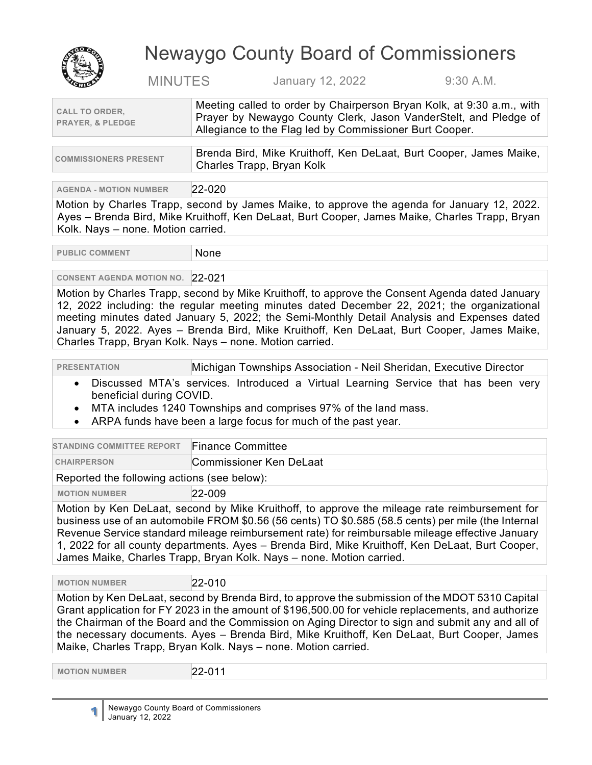# Newaygo County Board of Commissioners

MINUTES January 12, 2022 9:30 A.M.

| | |
|---|---|
| **CALL TO ORDER, PRAYER, & PLEDGE** | Meeting called to order by Chairperson Bryan Kolk, at 9:30 a.m., with Prayer by Newaygo County Clerk, Jason VanderStelt, and Pledge of Allegiance to the Flag led by Commissioner Burt Cooper. |

| | |
|---|---|
| **COMMISSIONERS PRESENT** | Brenda Bird, Mike Kruithoff, Ken DeLaat, Burt Cooper, James Maike, Charles Trapp, Bryan Kolk |

| | |
|---|---|
| **AGENDA - MOTION NUMBER** | 22-020 |

Motion by Charles Trapp, second by James Maike, to approve the agenda for January 12, 2022. Ayes – Brenda Bird, Mike Kruithoff, Ken DeLaat, Burt Cooper, James Maike, Charles Trapp, Bryan Kolk. Nays – none. Motion carried.

| | |
|---|---|
| **PUBLIC COMMENT** | None |

| | |
|---|---|
| **CONSENT AGENDA MOTION NO.** | 22-021 |

Motion by Charles Trapp, second by Mike Kruithoff, to approve the Consent Agenda dated January 12, 2022 including: the regular meeting minutes dated December 22, 2021; the organizational meeting minutes dated January 5, 2022; the Semi-Monthly Detail Analysis and Expenses dated January 5, 2022. Ayes – Brenda Bird, Mike Kruithoff, Ken DeLaat, Burt Cooper, James Maike, Charles Trapp, Bryan Kolk. Nays – none. Motion carried.

| | |
|---|---|
| **PRESENTATION** | Michigan Townships Association - Neil Sheridan, Executive Director |

- Discussed MTA's services. Introduced a Virtual Learning Service that has been very beneficial during COVID.
- MTA includes 1240 Townships and comprises 97% of the land mass.
- ARPA funds have been a large focus for much of the past year.

| | |
|---|---|
| **STANDING COMMITTEE REPORT** | Finance Committee |
| **CHAIRPERSON** | Commissioner Ken DeLaat |

Reported the following actions (see below):

| | |
|---|---|
| **MOTION NUMBER** | 22-009 |

Motion by Ken DeLaat, second by Mike Kruithoff, to approve the mileage rate reimbursement for business use of an automobile FROM $0.56 (56 cents) TO $0.585 (58.5 cents) per mile (the Internal Revenue Service standard mileage reimbursement rate) for reimbursable mileage effective January 1, 2022 for all county departments. Ayes – Brenda Bird, Mike Kruithoff, Ken DeLaat, Burt Cooper, James Maike, Charles Trapp, Bryan Kolk. Nays – none. Motion carried.

| | |
|---|---|
| **MOTION NUMBER** | 22-010 |

Motion by Ken DeLaat, second by Brenda Bird, to approve the submission of the MDOT 5310 Capital Grant application for FY 2023 in the amount of $196,500.00 for vehicle replacements, and authorize the Chairman of the Board and the Commission on Aging Director to sign and submit any and all of the necessary documents. Ayes – Brenda Bird, Mike Kruithoff, Ken DeLaat, Burt Cooper, James Maike, Charles Trapp, Bryan Kolk. Nays – none. Motion carried.

| | |
|---|---|
| **MOTION NUMBER** | 22-011 |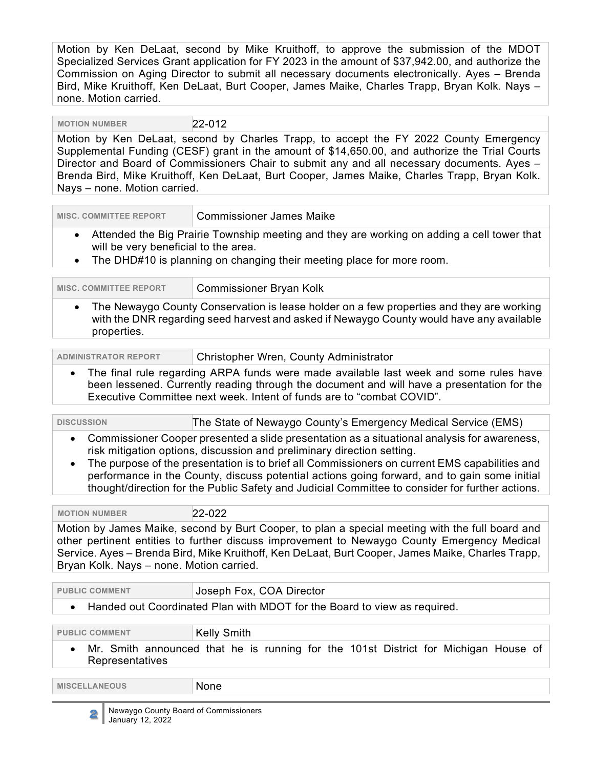Motion by Ken DeLaat, second by Mike Kruithoff, to approve the submission of the MDOT Specialized Services Grant application for FY 2023 in the amount of $37,942.00, and authorize the Commission on Aging Director to submit all necessary documents electronically. Ayes – Brenda Bird, Mike Kruithoff, Ken DeLaat, Burt Cooper, James Maike, Charles Trapp, Bryan Kolk. Nays – none. Motion carried.

| MOTION NUMBER | 22-012 |
|---|---|

Motion by Ken DeLaat, second by Charles Trapp, to accept the FY 2022 County Emergency Supplemental Funding (CESF) grant in the amount of $14,650.00, and authorize the Trial Courts Director and Board of Commissioners Chair to submit any and all necessary documents. Ayes – Brenda Bird, Mike Kruithoff, Ken DeLaat, Burt Cooper, James Maike, Charles Trapp, Bryan Kolk. Nays – none. Motion carried.

| MISC. COMMITTEE REPORT | Commissioner James Maike |
|---|---|

- Attended the Big Prairie Township meeting and they are working on adding a cell tower that will be very beneficial to the area.
- The DHD#10 is planning on changing their meeting place for more room.

| MISC. COMMITTEE REPORT | Commissioner Bryan Kolk |
|---|---|

- The Newaygo County Conservation is lease holder on a few properties and they are working with the DNR regarding seed harvest and asked if Newaygo County would have any available properties.

| ADMINISTRATOR REPORT | Christopher Wren, County Administrator |
|---|---|

- The final rule regarding ARPA funds were made available last week and some rules have been lessened. Currently reading through the document and will have a presentation for the Executive Committee next week. Intent of funds are to "combat COVID".

| DISCUSSION | The State of Newaygo County's Emergency Medical Service (EMS) |
|---|---|

- Commissioner Cooper presented a slide presentation as a situational analysis for awareness, risk mitigation options, discussion and preliminary direction setting.
- The purpose of the presentation is to brief all Commissioners on current EMS capabilities and performance in the County, discuss potential actions going forward, and to gain some initial thought/direction for the Public Safety and Judicial Committee to consider for further actions.

| MOTION NUMBER | 22-022 |
|---|---|

Motion by James Maike, second by Burt Cooper, to plan a special meeting with the full board and other pertinent entities to further discuss improvement to Newaygo County Emergency Medical Service. Ayes – Brenda Bird, Mike Kruithoff, Ken DeLaat, Burt Cooper, James Maike, Charles Trapp, Bryan Kolk. Nays – none. Motion carried.

| PUBLIC COMMENT | Joseph Fox, COA Director |
|---|---|

- Handed out Coordinated Plan with MDOT for the Board to view as required.

| PUBLIC COMMENT | Kelly Smith |
|---|---|

- Mr. Smith announced that he is running for the 101st District for Michigan House of Representatives

| MISCELLANEOUS | None |
|---|---|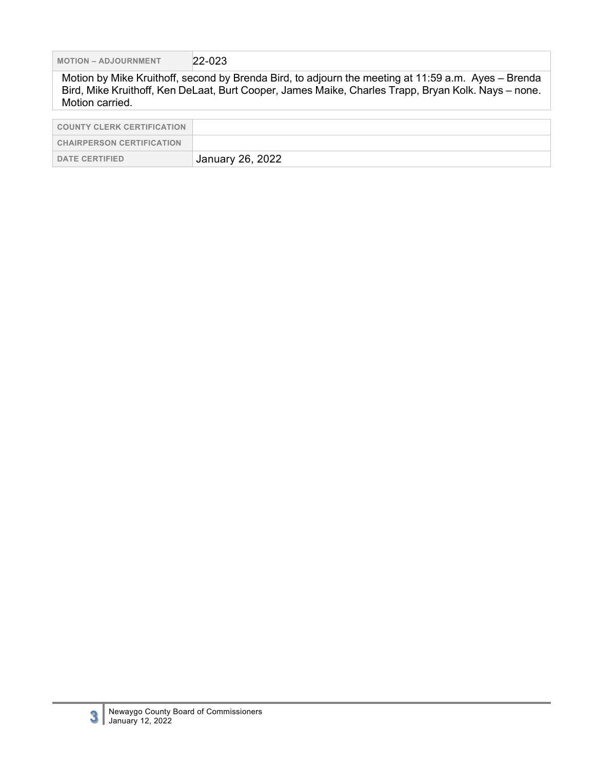| MOTION – ADJOURNMENT | 22-023 |
| --- | --- |

Motion by Mike Kruithoff, second by Brenda Bird, to adjourn the meeting at 11:59 a.m. Ayes – Brenda Bird, Mike Kruithoff, Ken DeLaat, Burt Cooper, James Maike, Charles Trapp, Bryan Kolk. Nays – none. Motion carried.

| | |
| --- | --- |
| COUNTY CLERK CERTIFICATION | |
| CHAIRPERSON CERTIFICATION | |
| DATE CERTIFIED | January 26, 2022 |